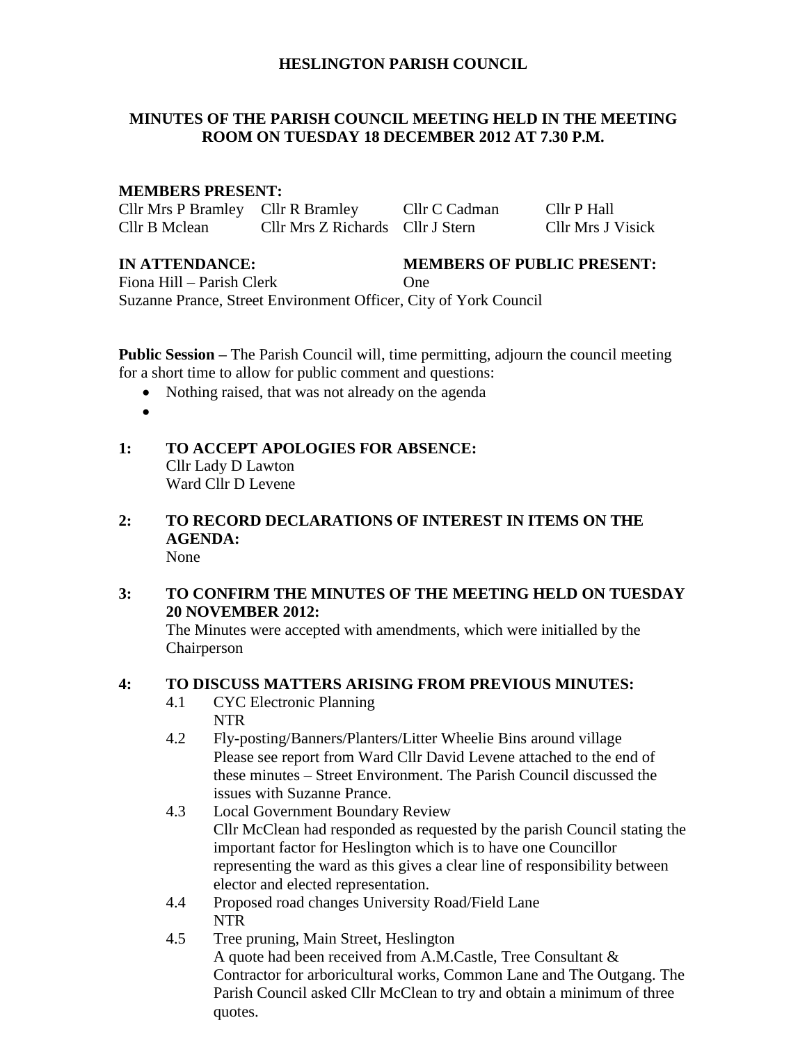# HESLINGTON PARISH COUNCIL

## MINUTES OF THE PARISH COUNCIL MEETING HELD IN THE MEETING ROOM ON TUESDAY 18 DECEMBER 2012 AT 7.30 P.M.

**MEMBERS PRESENT:**

| | | | |
|---|---|---|---|
| Cllr Mrs P Bramley | Cllr R Bramley | Cllr C Cadman | Cllr P Hall |
| Cllr B Mclean | Cllr Mrs Z Richards | Cllr J Stern | Cllr Mrs J Visick |

**IN ATTENDANCE:**
Fiona Hill – Parish Clerk
Suzanne Prance, Street Environment Officer, City of York Council

**MEMBERS OF PUBLIC PRESENT:**
One

**Public Session –** The Parish Council will, time permitting, adjourn the council meeting for a short time to allow for public comment and questions:

- Nothing raised, that was not already on the agenda
-

**1: TO ACCEPT APOLOGIES FOR ABSENCE:**
Cllr Lady D Lawton
Ward Cllr D Levene

**2: TO RECORD DECLARATIONS OF INTEREST IN ITEMS ON THE AGENDA:**
None

**3: TO CONFIRM THE MINUTES OF THE MEETING HELD ON TUESDAY 20 NOVEMBER 2012:**
The Minutes were accepted with amendments, which were initialled by the Chairperson

**4: TO DISCUSS MATTERS ARISING FROM PREVIOUS MINUTES:**

4.1 CYC Electronic Planning
NTR

4.2 Fly-posting/Banners/Planters/Litter Wheelie Bins around village
Please see report from Ward Cllr David Levene attached to the end of these minutes – Street Environment. The Parish Council discussed the issues with Suzanne Prance.

4.3 Local Government Boundary Review
Cllr McClean had responded as requested by the parish Council stating the important factor for Heslington which is to have one Councillor representing the ward as this gives a clear line of responsibility between elector and elected representation.

4.4 Proposed road changes University Road/Field Lane
NTR

4.5 Tree pruning, Main Street, Heslington
A quote had been received from A.M.Castle, Tree Consultant & Contractor for arboricultural works, Common Lane and The Outgang. The Parish Council asked Cllr McClean to try and obtain a minimum of three quotes.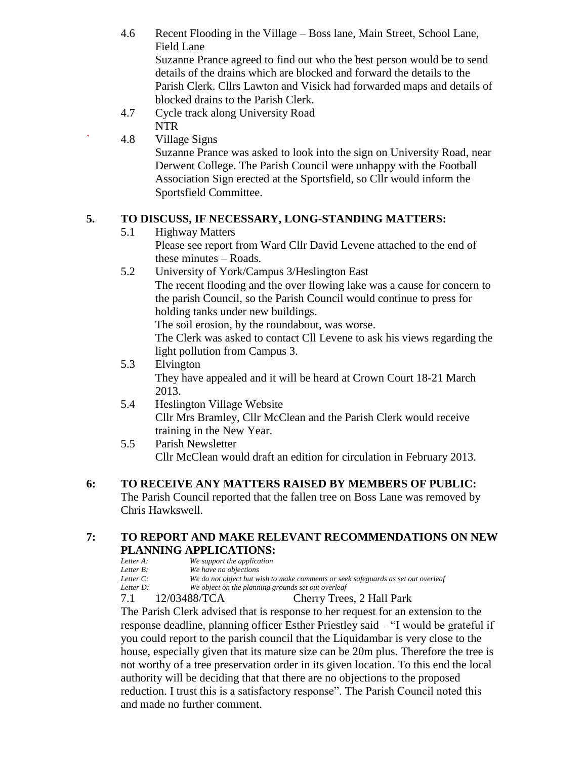4.6 Recent Flooding in the Village – Boss lane, Main Street, School Lane, Field Lane

Suzanne Prance agreed to find out who the best person would be to send details of the drains which are blocked and forward the details to the Parish Clerk. Cllrs Lawton and Visick had forwarded maps and details of blocked drains to the Parish Clerk.

4.7 Cycle track along University Road

NTR

` 4.8 Village Signs

Suzanne Prance was asked to look into the sign on University Road, near Derwent College. The Parish Council were unhappy with the Football Association Sign erected at the Sportsfield, so Cllr would inform the Sportsfield Committee.

## 5. TO DISCUSS, IF NECESSARY, LONG-STANDING MATTERS:

5.1 Highway Matters

Please see report from Ward Cllr David Levene attached to the end of these minutes – Roads.

5.2 University of York/Campus 3/Heslington East

The recent flooding and the over flowing lake was a cause for concern to the parish Council, so the Parish Council would continue to press for holding tanks under new buildings.

The soil erosion, by the roundabout, was worse.

The Clerk was asked to contact Cll Levene to ask his views regarding the light pollution from Campus 3.

5.3 Elvington

They have appealed and it will be heard at Crown Court 18-21 March 2013.

5.4 Heslington Village Website

Cllr Mrs Bramley, Cllr McClean and the Parish Clerk would receive training in the New Year.

5.5 Parish Newsletter

Cllr McClean would draft an edition for circulation in February 2013.

## 6: TO RECEIVE ANY MATTERS RAISED BY MEMBERS OF PUBLIC:

The Parish Council reported that the fallen tree on Boss Lane was removed by Chris Hawkswell.

## 7: TO REPORT AND MAKE RELEVANT RECOMMENDATIONS ON NEW PLANNING APPLICATIONS:

*Letter A:* *We support the application*
*Letter B:* *We have no objections*
*Letter C:* *We do not object but wish to make comments or seek safeguards as set out overleaf*
*Letter D:* *We object on the planning grounds set out overleaf*

7.1 12/03488/TCA Cherry Trees, 2 Hall Park

The Parish Clerk advised that is response to her request for an extension to the response deadline, planning officer Esther Priestley said – "I would be grateful if you could report to the parish council that the Liquidambar is very close to the house, especially given that its mature size can be 20m plus. Therefore the tree is not worthy of a tree preservation order in its given location. To this end the local authority will be deciding that that there are no objections to the proposed reduction. I trust this is a satisfactory response". The Parish Council noted this and made no further comment.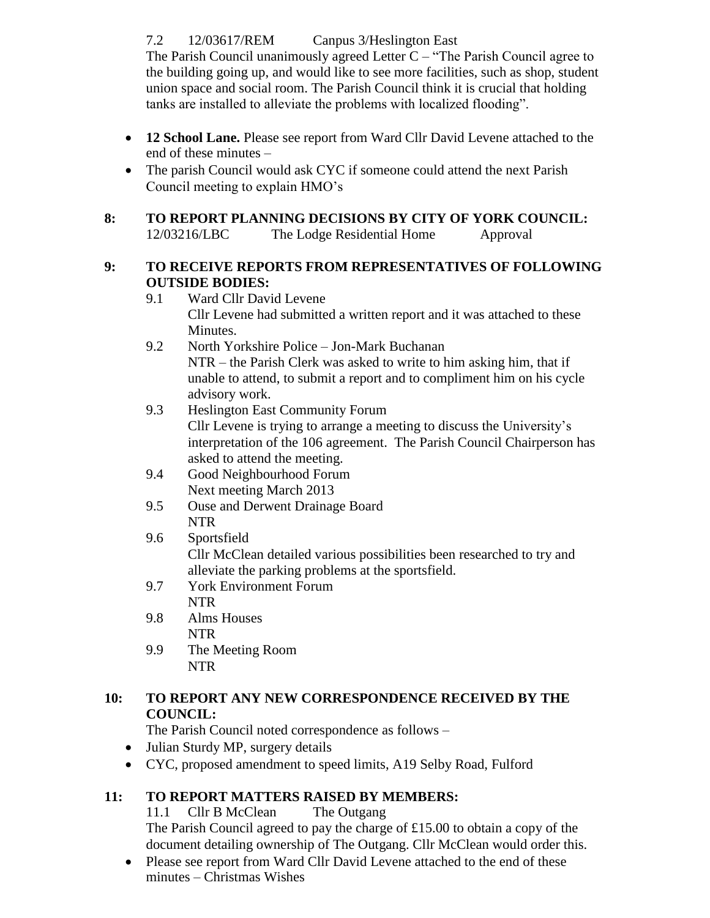7.2 12/03617/REM Canpus 3/Heslington East

The Parish Council unanimously agreed Letter C – "The Parish Council agree to the building going up, and would like to see more facilities, such as shop, student union space and social room. The Parish Council think it is crucial that holding tanks are installed to alleviate the problems with localized flooding".

- **12 School Lane.** Please see report from Ward Cllr David Levene attached to the end of these minutes –
- The parish Council would ask CYC if someone could attend the next Parish Council meeting to explain HMO's

## 8: TO REPORT PLANNING DECISIONS BY CITY OF YORK COUNCIL:

12/03216/LBC The Lodge Residential Home Approval

## 9: TO RECEIVE REPORTS FROM REPRESENTATIVES OF FOLLOWING OUTSIDE BODIES:

9.1 Ward Cllr David Levene
Cllr Levene had submitted a written report and it was attached to these Minutes.

9.2 North Yorkshire Police – Jon-Mark Buchanan
NTR – the Parish Clerk was asked to write to him asking him, that if unable to attend, to submit a report and to compliment him on his cycle advisory work.

9.3 Heslington East Community Forum
Cllr Levene is trying to arrange a meeting to discuss the University's interpretation of the 106 agreement. The Parish Council Chairperson has asked to attend the meeting.

9.4 Good Neighbourhood Forum
Next meeting March 2013

9.5 Ouse and Derwent Drainage Board
NTR

9.6 Sportsfield
Cllr McClean detailed various possibilities been researched to try and alleviate the parking problems at the sportsfield.

9.7 York Environment Forum
NTR

9.8 Alms Houses
NTR

9.9 The Meeting Room
NTR

## 10: TO REPORT ANY NEW CORRESPONDENCE RECEIVED BY THE COUNCIL:

The Parish Council noted correspondence as follows –

- Julian Sturdy MP, surgery details
- CYC, proposed amendment to speed limits, A19 Selby Road, Fulford

## 11: TO REPORT MATTERS RAISED BY MEMBERS:

11.1 Cllr B McClean The Outgang

The Parish Council agreed to pay the charge of £15.00 to obtain a copy of the document detailing ownership of The Outgang. Cllr McClean would order this.

- Please see report from Ward Cllr David Levene attached to the end of these minutes – Christmas Wishes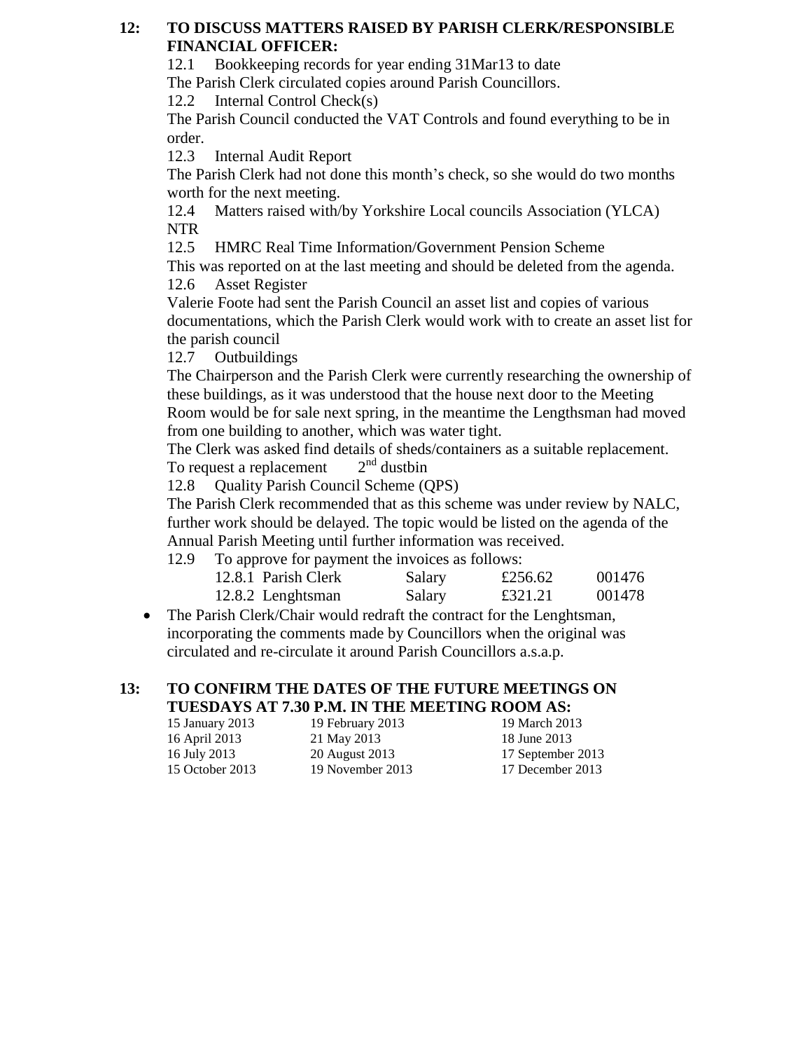## 12: TO DISCUSS MATTERS RAISED BY PARISH CLERK/RESPONSIBLE FINANCIAL OFFICER:

12.1 Bookkeeping records for year ending 31Mar13 to date

The Parish Clerk circulated copies around Parish Councillors.

12.2 Internal Control Check(s)

The Parish Council conducted the VAT Controls and found everything to be in order.

12.3 Internal Audit Report

The Parish Clerk had not done this month's check, so she would do two months worth for the next meeting.

12.4 Matters raised with/by Yorkshire Local councils Association (YLCA)

NTR

12.5 HMRC Real Time Information/Government Pension Scheme

This was reported on at the last meeting and should be deleted from the agenda.

12.6 Asset Register

Valerie Foote had sent the Parish Council an asset list and copies of various documentations, which the Parish Clerk would work with to create an asset list for the parish council

12.7 Outbuildings

The Chairperson and the Parish Clerk were currently researching the ownership of these buildings, as it was understood that the house next door to the Meeting Room would be for sale next spring, in the meantime the Lengthsman had moved from one building to another, which was water tight.

The Clerk was asked find details of sheds/containers as a suitable replacement.

To request a replacement 2nd dustbin

12.8 Quality Parish Council Scheme (QPS)

The Parish Clerk recommended that as this scheme was under review by NALC, further work should be delayed. The topic would be listed on the agenda of the Annual Parish Meeting until further information was received.

12.9 To approve for payment the invoices as follows:

| | | | |
|---|---|---|---|
| 12.8.1 Parish Clerk | Salary | £256.62 | 001476 |
| 12.8.2 Lenghtsman | Salary | £321.21 | 001478 |

- The Parish Clerk/Chair would redraft the contract for the Lenghtsman, incorporating the comments made by Councillors when the original was circulated and re-circulate it around Parish Councillors a.s.a.p.

## 13: TO CONFIRM THE DATES OF THE FUTURE MEETINGS ON TUESDAYS AT 7.30 P.M. IN THE MEETING ROOM AS:

| | | |
|---|---|---|
| 15 January 2013 | 19 February 2013 | 19 March 2013 |
| 16 April 2013 | 21 May 2013 | 18 June 2013 |
| 16 July 2013 | 20 August 2013 | 17 September 2013 |
| 15 October 2013 | 19 November 2013 | 17 December 2013 |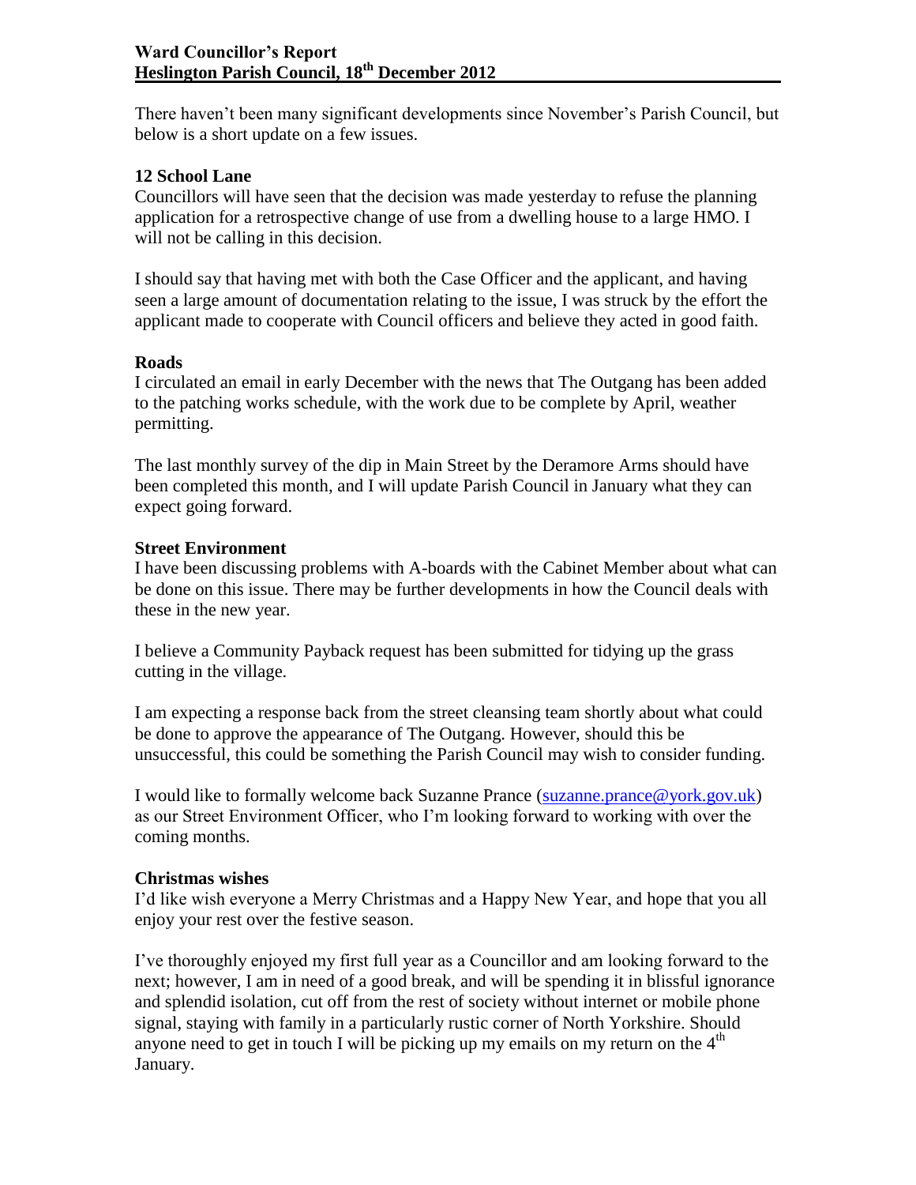**Ward Councillor's Report**
**Heslington Parish Council, 18th December 2012**

There haven't been many significant developments since November's Parish Council, but below is a short update on a few issues.

**12 School Lane**

Councillors will have seen that the decision was made yesterday to refuse the planning application for a retrospective change of use from a dwelling house to a large HMO. I will not be calling in this decision.

I should say that having met with both the Case Officer and the applicant, and having seen a large amount of documentation relating to the issue, I was struck by the effort the applicant made to cooperate with Council officers and believe they acted in good faith.

**Roads**

I circulated an email in early December with the news that The Outgang has been added to the patching works schedule, with the work due to be complete by April, weather permitting.

The last monthly survey of the dip in Main Street by the Deramore Arms should have been completed this month, and I will update Parish Council in January what they can expect going forward.

**Street Environment**

I have been discussing problems with A-boards with the Cabinet Member about what can be done on this issue. There may be further developments in how the Council deals with these in the new year.

I believe a Community Payback request has been submitted for tidying up the grass cutting in the village.

I am expecting a response back from the street cleansing team shortly about what could be done to approve the appearance of The Outgang. However, should this be unsuccessful, this could be something the Parish Council may wish to consider funding.

I would like to formally welcome back Suzanne Prance (suzanne.prance@york.gov.uk) as our Street Environment Officer, who I'm looking forward to working with over the coming months.

**Christmas wishes**

I'd like wish everyone a Merry Christmas and a Happy New Year, and hope that you all enjoy your rest over the festive season.

I've thoroughly enjoyed my first full year as a Councillor and am looking forward to the next; however, I am in need of a good break, and will be spending it in blissful ignorance and splendid isolation, cut off from the rest of society without internet or mobile phone signal, staying with family in a particularly rustic corner of North Yorkshire. Should anyone need to get in touch I will be picking up my emails on my return on the 4th January.